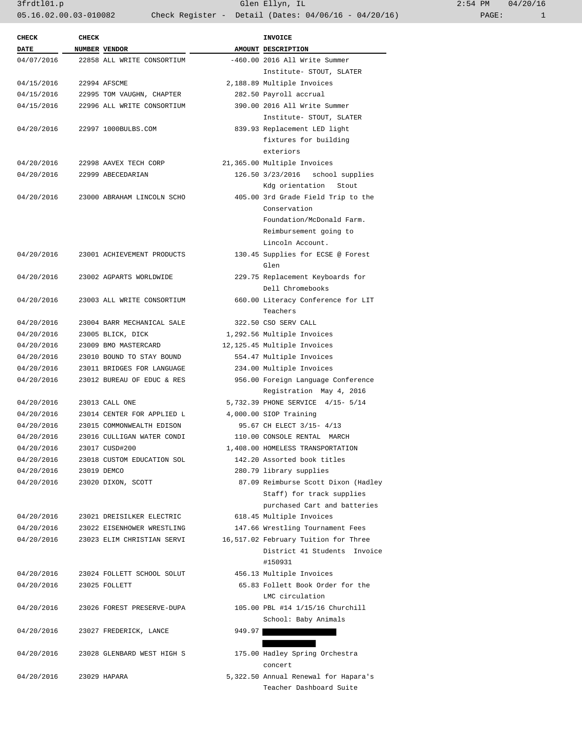3frdtl01.p Glen Ellyn, IL 2:54 PM 04/20/16

05.16.02.00.03-010082 Check Register - Detail (Dates: 04/06/16 - 04/20/16)

| CHECK DATE | CHECK NUMBER | VENDOR | AMOUNT | INVOICE DESCRIPTION |
|---|---|---|---|---|
| 04/07/2016 | 22858 | ALL WRITE CONSORTIUM | -460.00 | 2016 All Write Summer Institute- STOUT, SLATER |
| 04/15/2016 | 22994 | AFSCME | 2,188.89 | Multiple Invoices |
| 04/15/2016 | 22995 | TOM VAUGHN, CHAPTER | 282.50 | Payroll accrual |
| 04/15/2016 | 22996 | ALL WRITE CONSORTIUM | 390.00 | 2016 All Write Summer Institute- STOUT, SLATER |
| 04/20/2016 | 22997 | 1000BULBS.COM | 839.93 | Replacement LED light fixtures for building exteriors |
| 04/20/2016 | 22998 | AAVEX TECH CORP | 21,365.00 | Multiple Invoices |
| 04/20/2016 | 22999 | ABECEDARIAN | 126.50 | 3/23/2016 school supplies Kdg orientation Stout |
| 04/20/2016 | 23000 | ABRAHAM LINCOLN SCHO | 405.00 | 3rd Grade Field Trip to the Conservation Foundation/McDonald Farm. Reimbursement going to Lincoln Account. |
| 04/20/2016 | 23001 | ACHIEVEMENT PRODUCTS | 130.45 | Supplies for ECSE @ Forest Glen |
| 04/20/2016 | 23002 | AGPARTS WORLDWIDE | 229.75 | Replacement Keyboards for Dell Chromebooks |
| 04/20/2016 | 23003 | ALL WRITE CONSORTIUM | 660.00 | Literacy Conference for LIT Teachers |
| 04/20/2016 | 23004 | BARR MECHANICAL SALE | 322.50 | CSO SERV CALL |
| 04/20/2016 | 23005 | BLICK, DICK | 1,292.56 | Multiple Invoices |
| 04/20/2016 | 23009 | BMO MASTERCARD | 12,125.45 | Multiple Invoices |
| 04/20/2016 | 23010 | BOUND TO STAY BOUND | 554.47 | Multiple Invoices |
| 04/20/2016 | 23011 | BRIDGES FOR LANGUAGE | 234.00 | Multiple Invoices |
| 04/20/2016 | 23012 | BUREAU OF EDUC & RES | 956.00 | Foreign Language Conference Registration May 4, 2016 |
| 04/20/2016 | 23013 | CALL ONE | 5,732.39 | PHONE SERVICE 4/15- 5/14 |
| 04/20/2016 | 23014 | CENTER FOR APPLIED L | 4,000.00 | SIOP Training |
| 04/20/2016 | 23015 | COMMONWEALTH EDISON | 95.67 | CH ELECT 3/15- 4/13 |
| 04/20/2016 | 23016 | CULLIGAN WATER CONDI | 110.00 | CONSOLE RENTAL MARCH |
| 04/20/2016 | 23017 | CUSD#200 | 1,408.00 | HOMELESS TRANSPORTATION |
| 04/20/2016 | 23018 | CUSTOM EDUCATION SOL | 142.20 | Assorted book titles |
| 04/20/2016 | 23019 | DEMCO | 280.79 | library supplies |
| 04/20/2016 | 23020 | DIXON, SCOTT | 87.09 | Reimburse Scott Dixon (Hadley Staff) for track supplies purchased Cart and batteries |
| 04/20/2016 | 23021 | DREISILKER ELECTRIC | 618.45 | Multiple Invoices |
| 04/20/2016 | 23022 | EISENHOWER WRESTLING | 147.66 | Wrestling Tournament Fees |
| 04/20/2016 | 23023 | ELIM CHRISTIAN SERVI | 16,517.02 | February Tuition for Three District 41 Students Invoice #150931 |
| 04/20/2016 | 23024 | FOLLETT SCHOOL SOLUT | 456.13 | Multiple Invoices |
| 04/20/2016 | 23025 | FOLLETT | 65.83 | Follett Book Order for the LMC circulation |
| 04/20/2016 | 23026 | FOREST PRESERVE-DUPA | 105.00 | PBL #14 1/15/16 Churchill School: Baby Animals |
| 04/20/2016 | 23027 | FREDERICK, LANCE | 949.97 | [REDACTED] |
| 04/20/2016 | 23028 | GLENBARD WEST HIGH S | 175.00 | Hadley Spring Orchestra concert |
| 04/20/2016 | 23029 | HAPARA | 5,322.50 | Annual Renewal for Hapara's Teacher Dashboard Suite |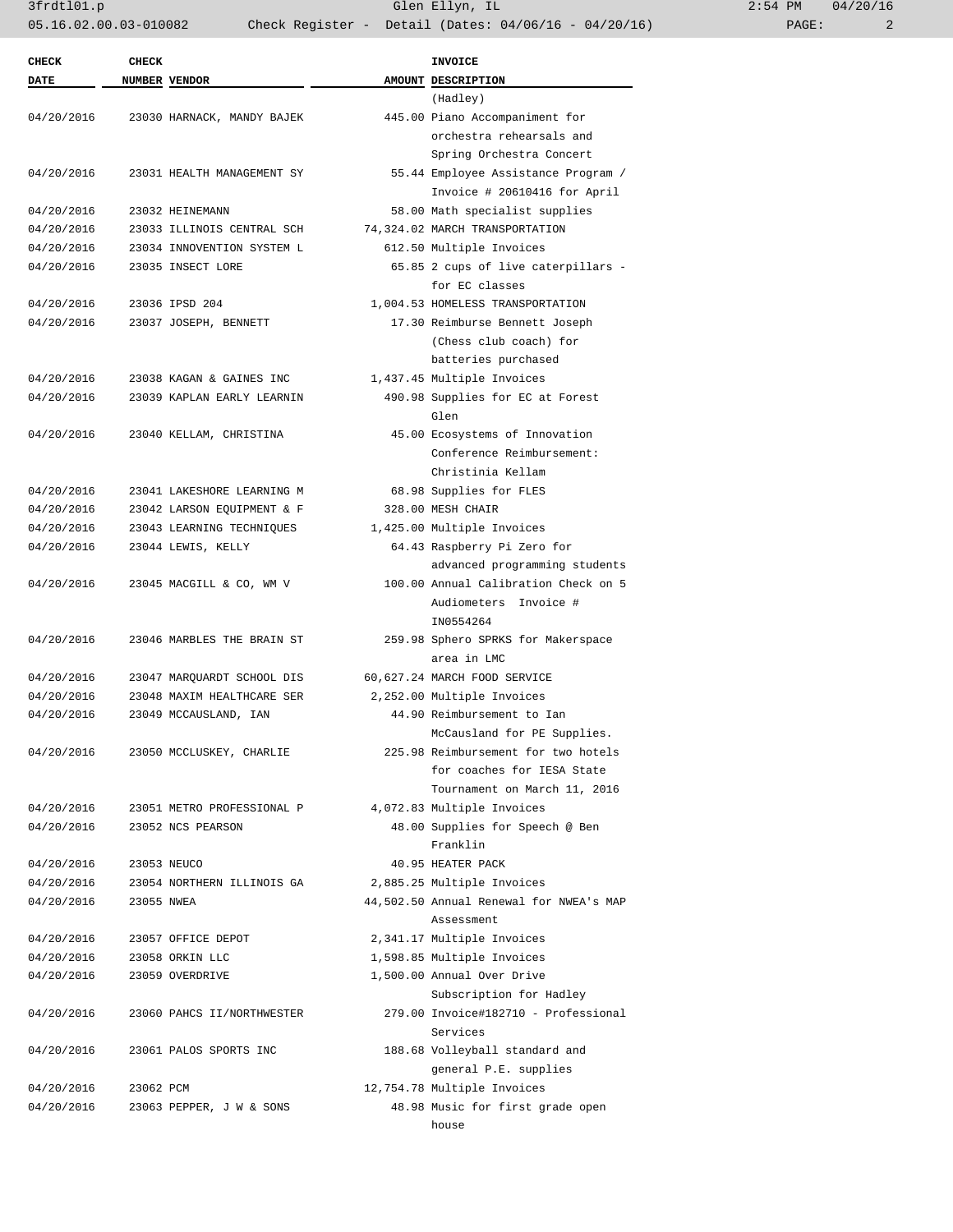| CHECK DATE | CHECK NUMBER | VENDOR | AMOUNT | INVOICE DESCRIPTION |
|---|---|---|---|---|
| | | | | (Hadley) |
| 04/20/2016 | 23030 | HARNACK, MANDY BAJEK | 445.00 | Piano Accompaniment for orchestra rehearsals and Spring Orchestra Concert |
| 04/20/2016 | 23031 | HEALTH MANAGEMENT SY | 55.44 | Employee Assistance Program / Invoice # 20610416 for April |
| 04/20/2016 | 23032 | HEINEMANN | 58.00 | Math specialist supplies |
| 04/20/2016 | 23033 | ILLINOIS CENTRAL SCH | 74,324.02 | MARCH TRANSPORTATION |
| 04/20/2016 | 23034 | INNOVENTION SYSTEM L | 612.50 | Multiple Invoices |
| 04/20/2016 | 23035 | INSECT LORE | 65.85 | 2 cups of live caterpillars - for EC classes |
| 04/20/2016 | 23036 | IPSD 204 | 1,004.53 | HOMELESS TRANSPORTATION |
| 04/20/2016 | 23037 | JOSEPH, BENNETT | 17.30 | Reimburse Bennett Joseph (Chess club coach) for batteries purchased |
| 04/20/2016 | 23038 | KAGAN & GAINES INC | 1,437.45 | Multiple Invoices |
| 04/20/2016 | 23039 | KAPLAN EARLY LEARNIN | 490.98 | Supplies for EC at Forest Glen |
| 04/20/2016 | 23040 | KELLAM, CHRISTINA | 45.00 | Ecosystems of Innovation Conference Reimbursement: Christinia Kellam |
| 04/20/2016 | 23041 | LAKESHORE LEARNING M | 68.98 | Supplies for FLES |
| 04/20/2016 | 23042 | LARSON EQUIPMENT & F | 328.00 | MESH CHAIR |
| 04/20/2016 | 23043 | LEARNING TECHNIQUES | 1,425.00 | Multiple Invoices |
| 04/20/2016 | 23044 | LEWIS, KELLY | 64.43 | Raspberry Pi Zero for advanced programming students |
| 04/20/2016 | 23045 | MACGILL & CO, WM V | 100.00 | Annual Calibration Check on 5 Audiometers Invoice # IN0554264 |
| 04/20/2016 | 23046 | MARBLES THE BRAIN ST | 259.98 | Sphero SPRKS for Makerspace area in LMC |
| 04/20/2016 | 23047 | MARQUARDT SCHOOL DIS | 60,627.24 | MARCH FOOD SERVICE |
| 04/20/2016 | 23048 | MAXIM HEALTHCARE SER | 2,252.00 | Multiple Invoices |
| 04/20/2016 | 23049 | MCCAUSLAND, IAN | 44.90 | Reimbursement to Ian McCausland for PE Supplies. |
| 04/20/2016 | 23050 | MCCLUSKEY, CHARLIE | 225.98 | Reimbursement for two hotels for coaches for IESA State Tournament on March 11, 2016 |
| 04/20/2016 | 23051 | METRO PROFESSIONAL P | 4,072.83 | Multiple Invoices |
| 04/20/2016 | 23052 | NCS PEARSON | 48.00 | Supplies for Speech @ Ben Franklin |
| 04/20/2016 | 23053 | NEUCO | 40.95 | HEATER PACK |
| 04/20/2016 | 23054 | NORTHERN ILLINOIS GA | 2,885.25 | Multiple Invoices |
| 04/20/2016 | 23055 | NWEA | 44,502.50 | Annual Renewal for NWEA's MAP Assessment |
| 04/20/2016 | 23057 | OFFICE DEPOT | 2,341.17 | Multiple Invoices |
| 04/20/2016 | 23058 | ORKIN LLC | 1,598.85 | Multiple Invoices |
| 04/20/2016 | 23059 | OVERDRIVE | 1,500.00 | Annual Over Drive Subscription for Hadley |
| 04/20/2016 | 23060 | PAHCS II/NORTHWESTER | 279.00 | Invoice#182710 - Professional Services |
| 04/20/2016 | 23061 | PALOS SPORTS INC | 188.68 | Volleyball standard and general P.E. supplies |
| 04/20/2016 | 23062 | PCM | 12,754.78 | Multiple Invoices |
| 04/20/2016 | 23063 | PEPPER, J W & SONS | 48.98 | Music for first grade open house |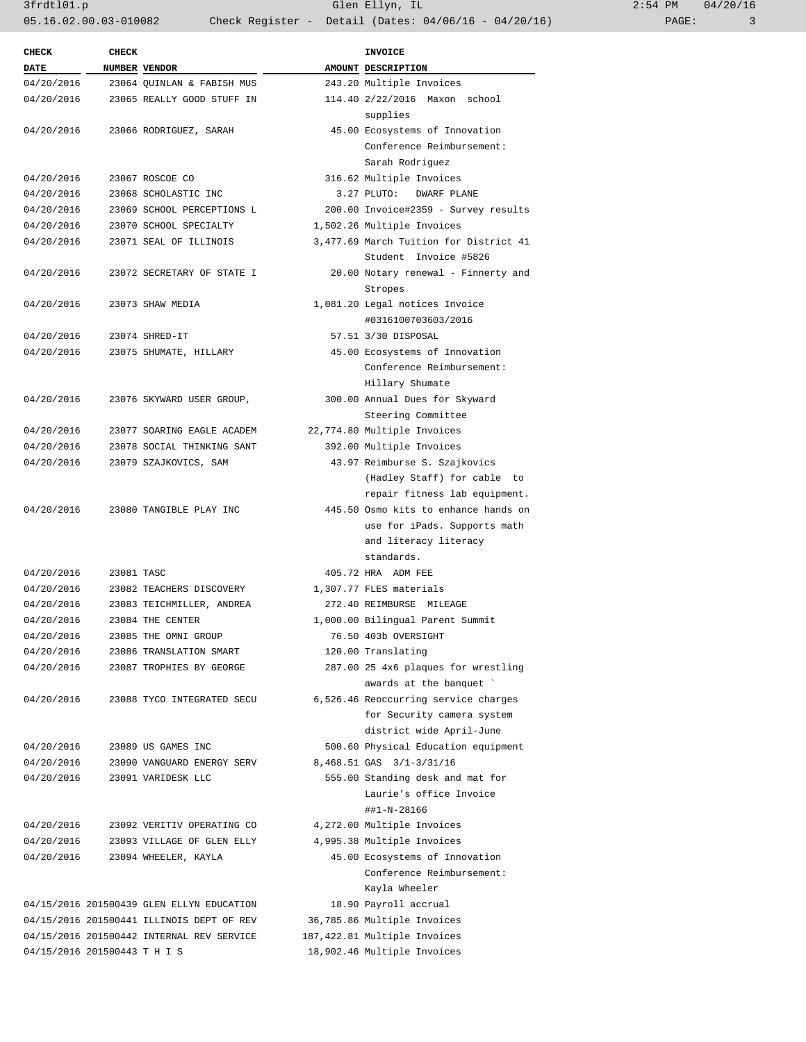| CHECK DATE | CHECK NUMBER | VENDOR | AMOUNT | INVOICE DESCRIPTION |
|---|---|---|---|---|
| 04/20/2016 | 23064 | QUINLAN & FABISH MUS | 243.20 | Multiple Invoices |
| 04/20/2016 | 23065 | REALLY GOOD STUFF IN | 114.40 | 2/22/2016 Maxon school supplies |
| 04/20/2016 | 23066 | RODRIGUEZ, SARAH | 45.00 | Ecosystems of Innovation Conference Reimbursement: Sarah Rodriguez |
| 04/20/2016 | 23067 | ROSCOE CO | 316.62 | Multiple Invoices |
| 04/20/2016 | 23068 | SCHOLASTIC INC | 3.27 | PLUTO: DWARF PLANE |
| 04/20/2016 | 23069 | SCHOOL PERCEPTIONS L | 200.00 | Invoice#2359 - Survey results |
| 04/20/2016 | 23070 | SCHOOL SPECIALTY | 1,502.26 | Multiple Invoices |
| 04/20/2016 | 23071 | SEAL OF ILLINOIS | 3,477.69 | March Tuition for District 41 Student Invoice #5826 |
| 04/20/2016 | 23072 | SECRETARY OF STATE I | 20.00 | Notary renewal - Finnerty and Stropes |
| 04/20/2016 | 23073 | SHAW MEDIA | 1,081.20 | Legal notices Invoice #0316100703603/2016 |
| 04/20/2016 | 23074 | SHRED-IT | 57.51 | 3/30 DISPOSAL |
| 04/20/2016 | 23075 | SHUMATE, HILLARY | 45.00 | Ecosystems of Innovation Conference Reimbursement: Hillary Shumate |
| 04/20/2016 | 23076 | SKYWARD USER GROUP, | 300.00 | Annual Dues for Skyward Steering Committee |
| 04/20/2016 | 23077 | SOARING EAGLE ACADEM | 22,774.80 | Multiple Invoices |
| 04/20/2016 | 23078 | SOCIAL THINKING SANT | 392.00 | Multiple Invoices |
| 04/20/2016 | 23079 | SZAJKOVICS, SAM | 43.97 | Reimburse S. Szajkovics (Hadley Staff) for cable to repair fitness lab equipment. |
| 04/20/2016 | 23080 | TANGIBLE PLAY INC | 445.50 | Osmo kits to enhance hands on use for iPads. Supports math and literacy literacy standards. |
| 04/20/2016 | 23081 | TASC | 405.72 | HRA ADM FEE |
| 04/20/2016 | 23082 | TEACHERS DISCOVERY | 1,307.77 | FLES materials |
| 04/20/2016 | 23083 | TEICHMILLER, ANDREA | 272.40 | REIMBURSE MILEAGE |
| 04/20/2016 | 23084 | THE CENTER | 1,000.00 | Bilingual Parent Summit |
| 04/20/2016 | 23085 | THE OMNI GROUP | 76.50 | 403b OVERSIGHT |
| 04/20/2016 | 23086 | TRANSLATION SMART | 120.00 | Translating |
| 04/20/2016 | 23087 | TROPHIES BY GEORGE | 287.00 | 25 4x6 plaques for wrestling awards at the banquet ` |
| 04/20/2016 | 23088 | TYCO INTEGRATED SECU | 6,526.46 | Reoccurring service charges for Security camera system district wide April-June |
| 04/20/2016 | 23089 | US GAMES INC | 500.60 | Physical Education equipment |
| 04/20/2016 | 23090 | VANGUARD ENERGY SERV | 8,468.51 | GAS 3/1-3/31/16 |
| 04/20/2016 | 23091 | VARIDESK LLC | 555.00 | Standing desk and mat for Laurie's office Invoice ##1-N-28166 |
| 04/20/2016 | 23092 | VERITIV OPERATING CO | 4,272.00 | Multiple Invoices |
| 04/20/2016 | 23093 | VILLAGE OF GLEN ELLY | 4,995.38 | Multiple Invoices |
| 04/20/2016 | 23094 | WHEELER, KAYLA | 45.00 | Ecosystems of Innovation Conference Reimbursement: Kayla Wheeler |
| 04/15/2016 | 201500439 | GLEN ELLYN EDUCATION | 18.90 | Payroll accrual |
| 04/15/2016 | 201500441 | ILLINOIS DEPT OF REV | 36,785.86 | Multiple Invoices |
| 04/15/2016 | 201500442 | INTERNAL REV SERVICE | 187,422.81 | Multiple Invoices |
| 04/15/2016 | 201500443 | T H I S | 18,902.46 | Multiple Invoices |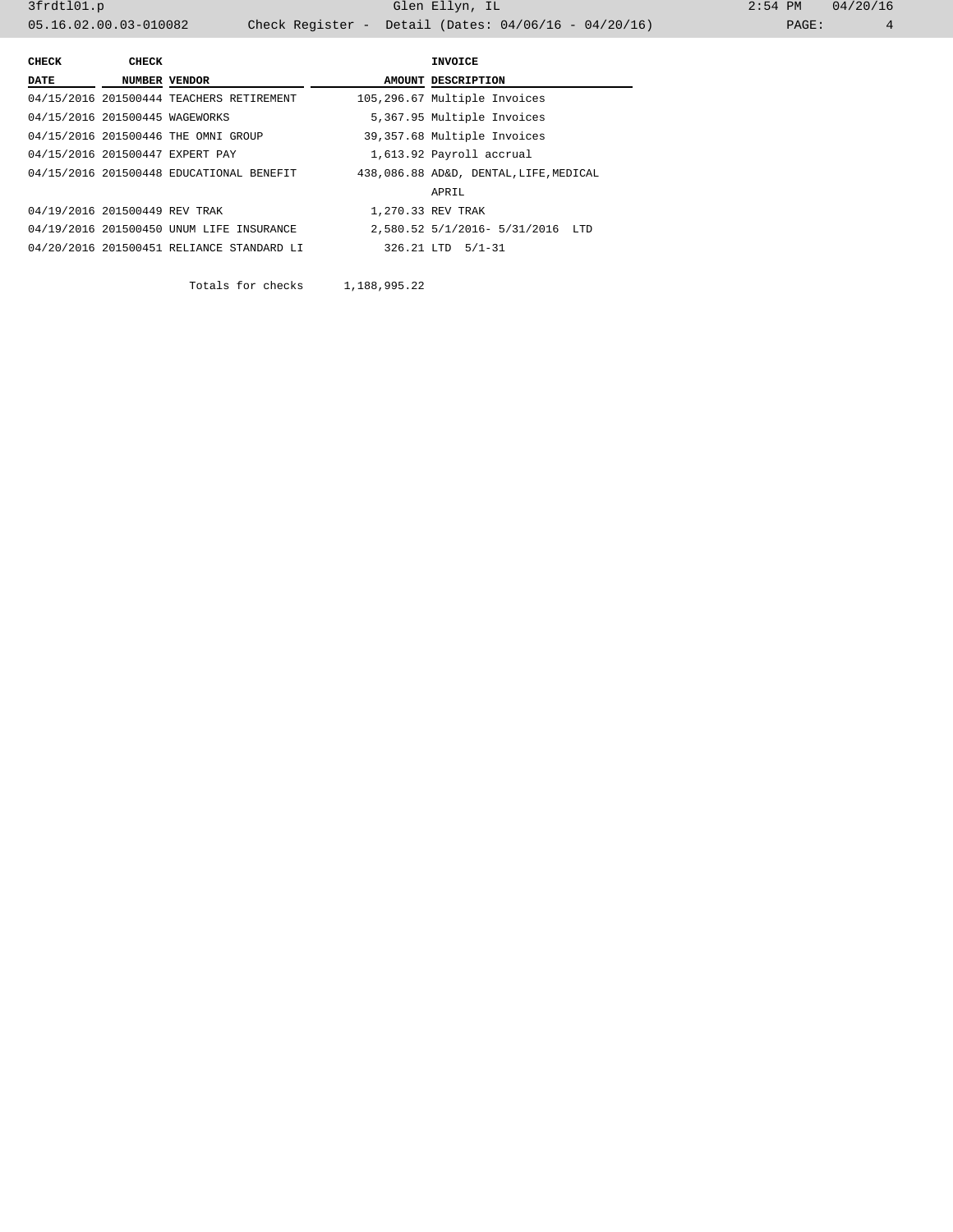| CHECK DATE | CHECK NUMBER | VENDOR | AMOUNT | INVOICE DESCRIPTION |
|---|---|---|---|---|
| 04/15/2016 | 201500444 | TEACHERS RETIREMENT | 105,296.67 | Multiple Invoices |
| 04/15/2016 | 201500445 | WAGEWORKS | 5,367.95 | Multiple Invoices |
| 04/15/2016 | 201500446 | THE OMNI GROUP | 39,357.68 | Multiple Invoices |
| 04/15/2016 | 201500447 | EXPERT PAY | 1,613.92 | Payroll accrual |
| 04/15/2016 | 201500448 | EDUCATIONAL BENEFIT | 438,086.88 | AD&D, DENTAL,LIFE,MEDICAL APRIL |
| 04/19/2016 | 201500449 | REV TRAK | 1,270.33 | REV TRAK |
| 04/19/2016 | 201500450 | UNUM LIFE INSURANCE | 2,580.52 | 5/1/2016- 5/31/2016 LTD |
| 04/20/2016 | 201500451 | RELIANCE STANDARD LI | 326.21 | LTD 5/1-31 |
| | | Totals for checks | 1,188,995.22 | |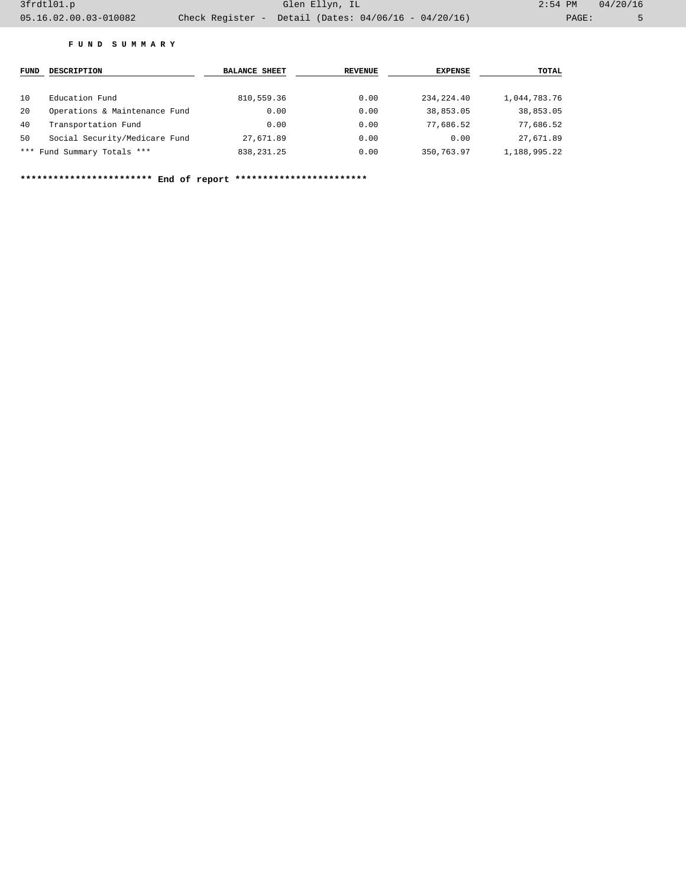**F U N D   S U M M A R Y**

| FUND | DESCRIPTION | BALANCE SHEET | REVENUE | EXPENSE | TOTAL |
|---|---|---|---|---|---|
| 10 | Education Fund | 810,559.36 | 0.00 | 234,224.40 | 1,044,783.76 |
| 20 | Operations & Maintenance Fund | 0.00 | 0.00 | 38,853.05 | 38,853.05 |
| 40 | Transportation Fund | 0.00 | 0.00 | 77,686.52 | 77,686.52 |
| 50 | Social Security/Medicare Fund | 27,671.89 | 0.00 | 0.00 | 27,671.89 |
| *** Fund Summary Totals *** | | 838,231.25 | 0.00 | 350,763.97 | 1,188,995.22 |

**************************** End of report ****************************